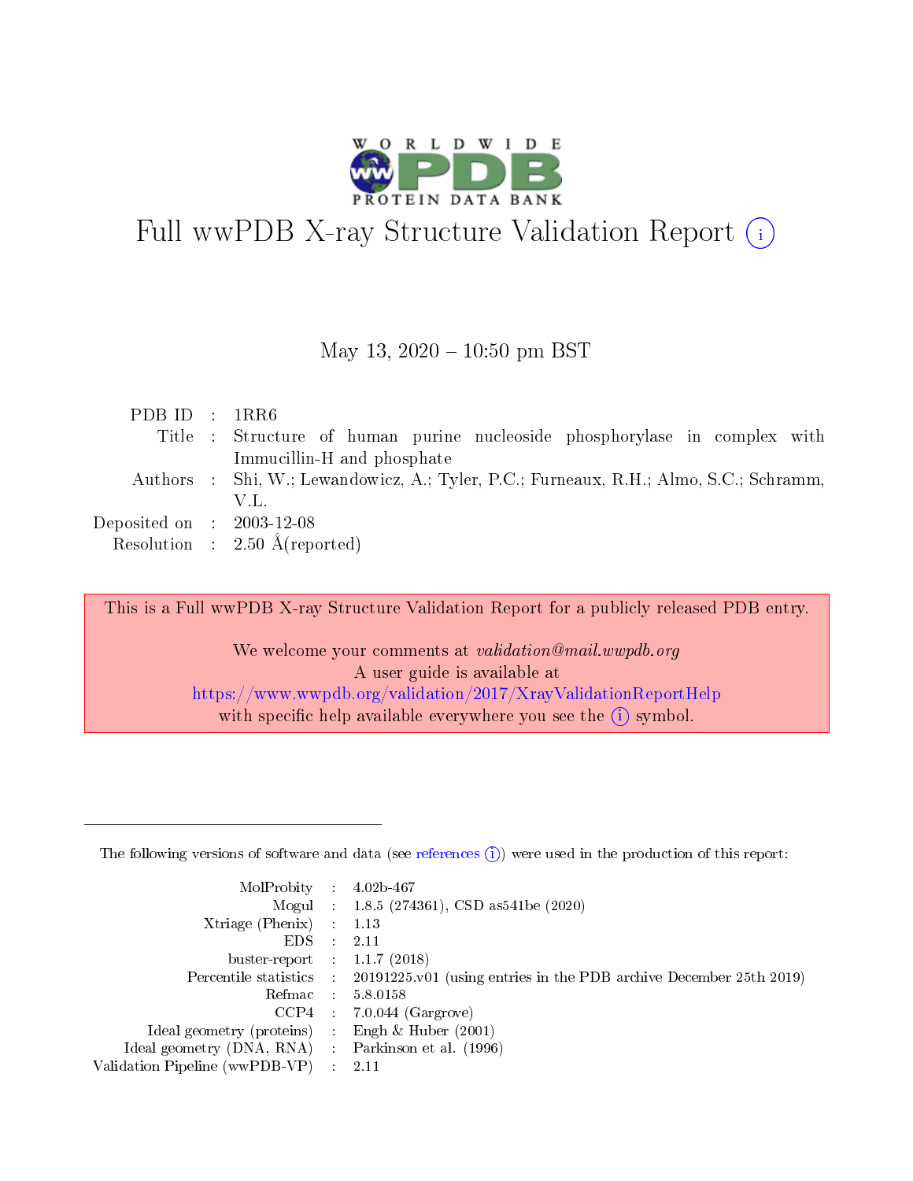# Full wwPDB X-ray Structure Validation Report

May 13, 2020 – 10:50 pm BST

| | | |
|---|---|---|
| PDB ID | : | 1RR6 |
| Title | : | Structure of human purine nucleoside phosphorylase in complex with Immucillin-H and phosphate |
| Authors | : | Shi, W.; Lewandowicz, A.; Tyler, P.C.; Furneaux, R.H.; Almo, S.C.; Schramm, V.L. |
| Deposited on | : | 2003-12-08 |
| Resolution | : | 2.50 Å(reported) |

This is a Full wwPDB X-ray Structure Validation Report for a publicly released PDB entry.

We welcome your comments at *validation@mail.wwpdb.org*
A user guide is available at
https://www.wwpdb.org/validation/2017/XrayValidationReportHelp
with specific help available everywhere you see the (i) symbol.

The following versions of software and data (see references (i)) were used in the production of this report:

| | | |
|---|---|---|
| MolProbity | : | 4.02b-467 |
| Mogul | : | 1.8.5 (274361), CSD as541be (2020) |
| Xtriage (Phenix) | : | 1.13 |
| EDS | : | 2.11 |
| buster-report | : | 1.1.7 (2018) |
| Percentile statistics | : | 20191225.v01 (using entries in the PDB archive December 25th 2019) |
| Refmac | : | 5.8.0158 |
| CCP4 | : | 7.0.044 (Gargrove) |
| Ideal geometry (proteins) | : | Engh & Huber (2001) |
| Ideal geometry (DNA, RNA) | : | Parkinson et al. (1996) |
| Validation Pipeline (wwPDB-VP) | : | 2.11 |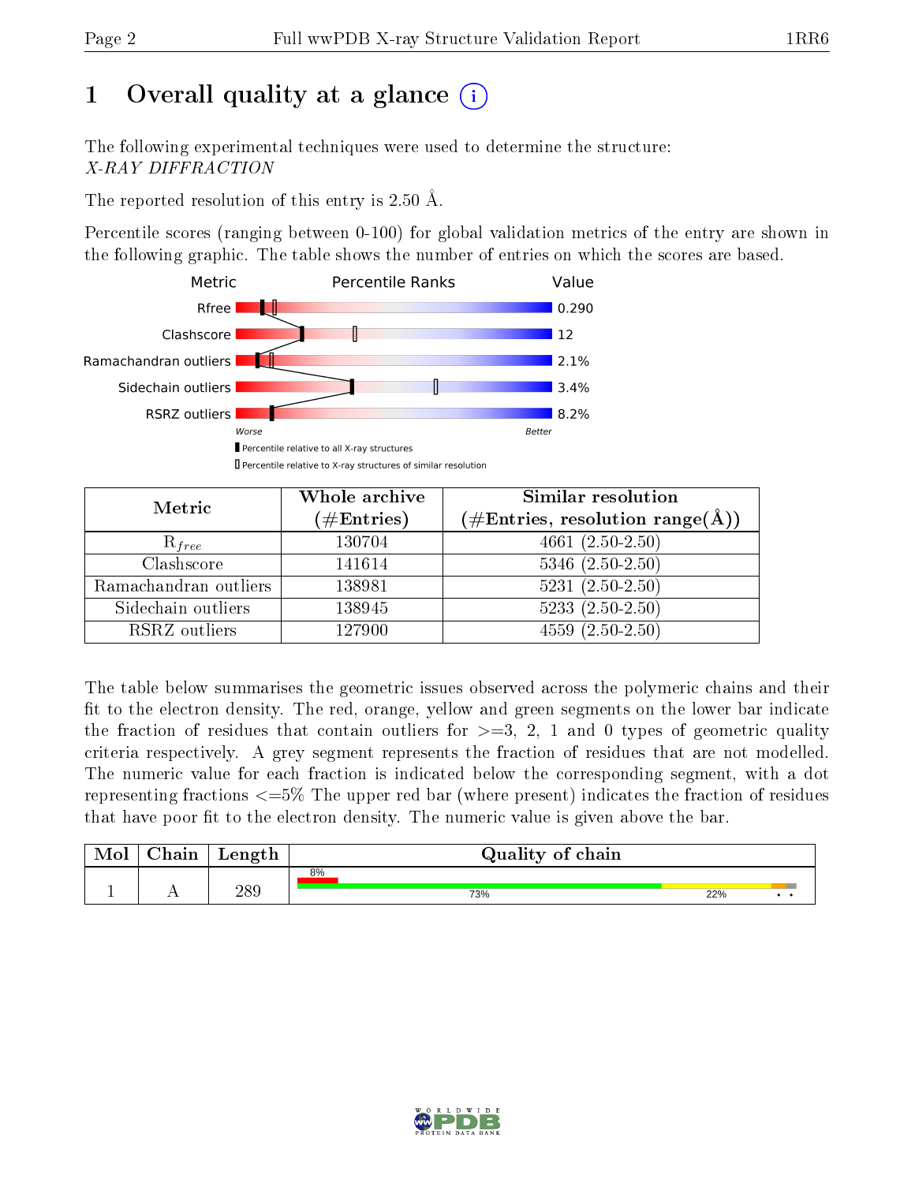# 1 Overall quality at a glance

The following experimental techniques were used to determine the structure: *X-RAY DIFFRACTION*

The reported resolution of this entry is 2.50 Å.

Percentile scores (ranging between 0-100) for global validation metrics of the entry are shown in the following graphic. The table shows the number of entries on which the scores are based.

| Metric | Value |
|---|---|
| Rfree | 0.290 |
| Clashscore | 12 |
| Ramachandran outliers | 2.1% |
| Sidechain outliers | 3.4% |
| RSRZ outliers | 8.2% |

| Metric | Whole archive (#Entries) | Similar resolution (#Entries, resolution range(Å)) |
|---|---|---|
| $R_{free}$ | 130704 | 4661 (2.50-2.50) |
| Clashscore | 141614 | 5346 (2.50-2.50) |
| Ramachandran outliers | 138981 | 5231 (2.50-2.50) |
| Sidechain outliers | 138945 | 5233 (2.50-2.50) |
| RSRZ outliers | 127900 | 4559 (2.50-2.50) |

The table below summarises the geometric issues observed across the polymeric chains and their fit to the electron density. The red, orange, yellow and green segments on the lower bar indicate the fraction of residues that contain outliers for >=3, 2, 1 and 0 types of geometric quality criteria respectively. A grey segment represents the fraction of residues that are not modelled. The numeric value for each fraction is indicated below the corresponding segment, with a dot representing fractions <=5% The upper red bar (where present) indicates the fraction of residues that have poor fit to the electron density. The numeric value is given above the bar.

| Mol | Chain | Length | Quality of chain |
|---|---|---|---|
| 1 | A | 289 | 8% / 73% / 22% / • / • |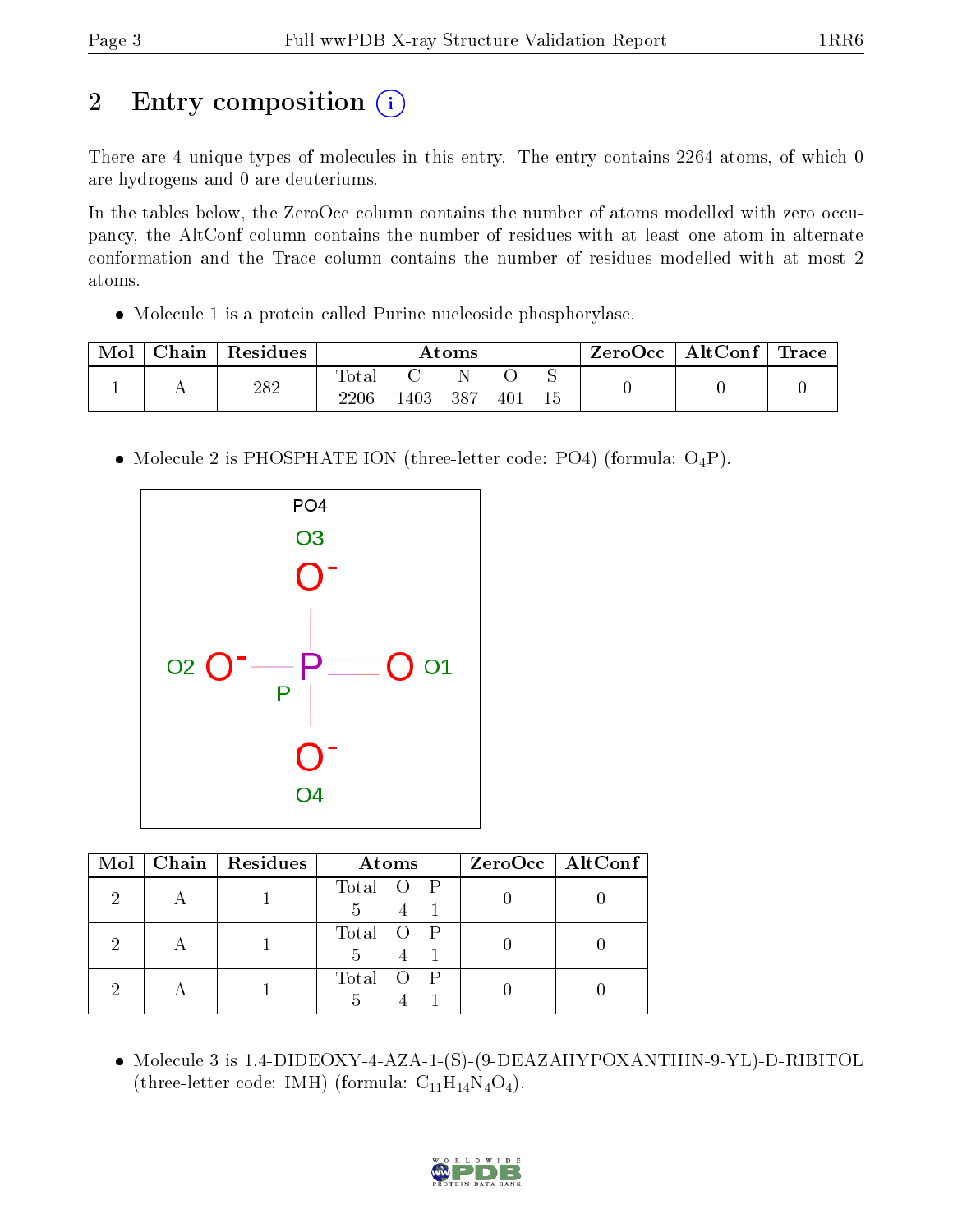## 2 Entry composition

There are 4 unique types of molecules in this entry. The entry contains 2264 atoms, of which 0 are hydrogens and 0 are deuteriums.

In the tables below, the ZeroOcc column contains the number of atoms modelled with zero occupancy, the AltConf column contains the number of residues with at least one atom in alternate conformation and the Trace column contains the number of residues modelled with at most 2 atoms.

- Molecule 1 is a protein called Purine nucleoside phosphorylase.

| Mol | Chain | Residues | Atoms | | | | | ZeroOcc | AltConf | Trace |
|---|---|---|---|---|---|---|---|---|---|---|
| 1 | A | 282 | Total<br>2206 | C<br>1403 | N<br>387 | O<br>401 | S<br>15 | 0 | 0 | 0 |

- Molecule 2 is PHOSPHATE ION (three-letter code: PO4) (formula: $O_4P$).

| Mol | Chain | Residues | Atoms | | | ZeroOcc | AltConf |
|---|---|---|---|---|---|---|---|
| 2 | A | 1 | Total<br>5 | O<br>4 | P<br>1 | 0 | 0 |
| 2 | A | 1 | Total<br>5 | O<br>4 | P<br>1 | 0 | 0 |
| 2 | A | 1 | Total<br>5 | O<br>4 | P<br>1 | 0 | 0 |

- Molecule 3 is 1,4-DIDEOXY-4-AZA-1-(S)-(9-DEAZAHYPOXANTHIN-9-YL)-D-RIBITOL (three-letter code: IMH) (formula: $C_{11}H_{14}N_4O_4$).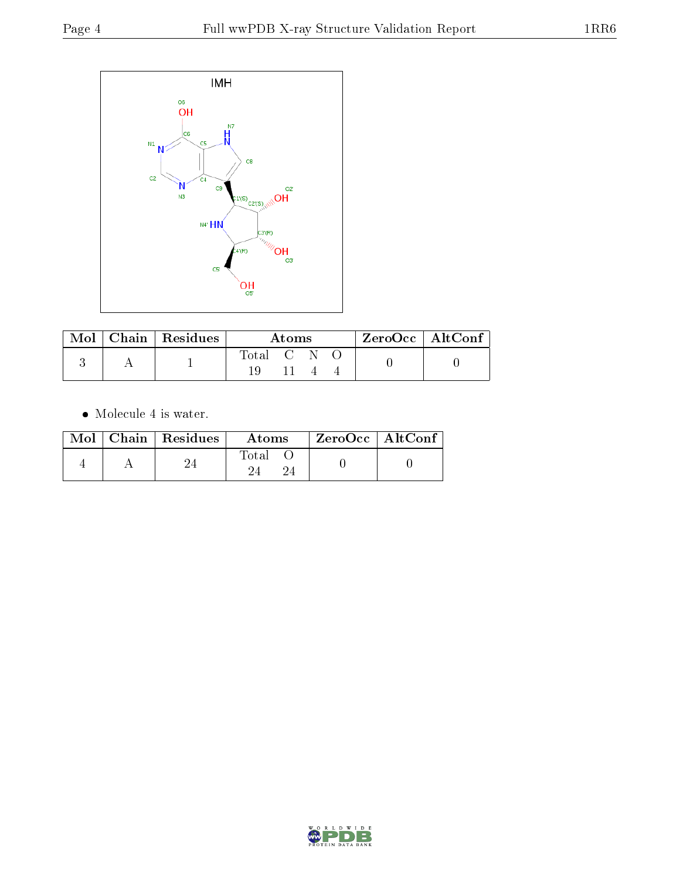IMH

| Mol | Chain | Residues | Atoms | | | | ZeroOcc | AltConf |
|---|---|---|---|---|---|---|---|---|
| | | | Total | C | N | O | | |
| 3 | A | 1 | 19 | 11 | 4 | 4 | 0 | 0 |

- Molecule 4 is water.

| Mol | Chain | Residues | Atoms | | ZeroOcc | AltConf |
|---|---|---|---|---|---|---|
| | | | Total | O | | |
| 4 | A | 24 | 24 | 24 | 0 | 0 |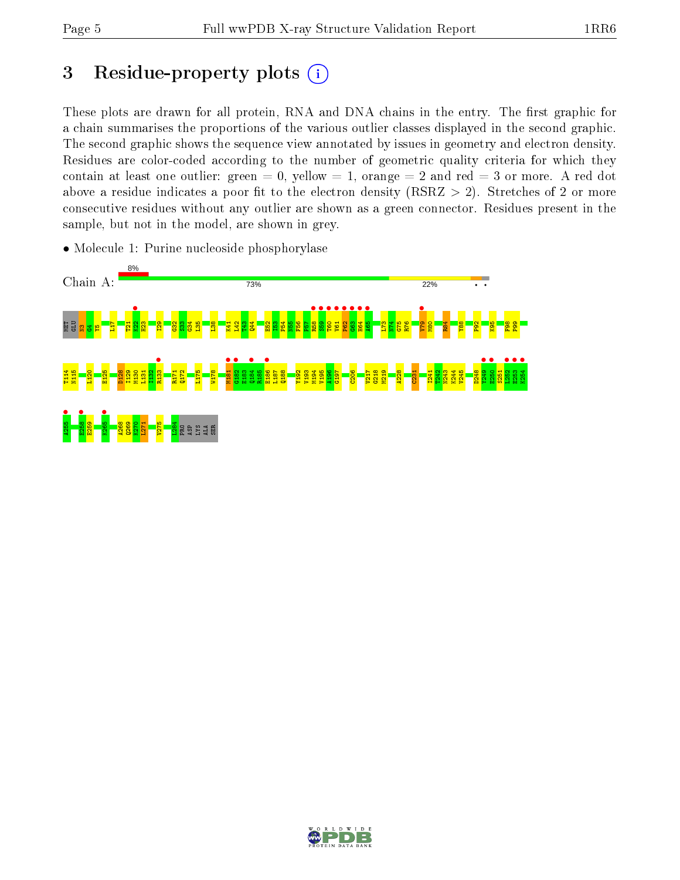# 3 Residue-property plots

These plots are drawn for all protein, RNA and DNA chains in the entry. The first graphic for a chain summarises the proportions of the various outlier classes displayed in the second graphic. The second graphic shows the sequence view annotated by issues in geometry and electron density. Residues are color-coded according to the number of geometric quality criteria for which they contain at least one outlier: green = 0, yellow = 1, orange = 2 and red = 3 or more. A red dot above a residue indicates a poor fit to the electron density (RSRZ > 2). Stretches of 2 or more consecutive residues without any outlier are shown as a green connector. Residues present in the sample, but not in the model, are shown in grey.

- Molecule 1: Purine nucleoside phosphorylase

Chain A: 8% | 73% | 22%

MET GLU N3 G4 Y5 L17 T21 K22 H23 I29 G32 S33 G34 L35 L38 K41 L42 T43 Q44 E52 I53 P54 N55 F56 P57 R58 S59 T60 V61 P62 G63 H64 A65 L73 N74 G75 R76 V79 M80 R84 Y88 P92 K95 F98 P99

T114 N115 L120 E125 D128 I129 M130 L131 I132 R133 R171 Q172 L175 W178 M181 G182 E183 Q184 R185 E186 L187 Q188 Y192 V193 M194 V195 A196 G197 C206 V217 G218 M219 A228 C231 I241 T242 N243 K244 V245 D248 Y249 E250 S251 L252 E253 K254

A255 E258 E259 K265 A268 Q269 K270 L271 V275 L284 PRO ASP LYS ALA SER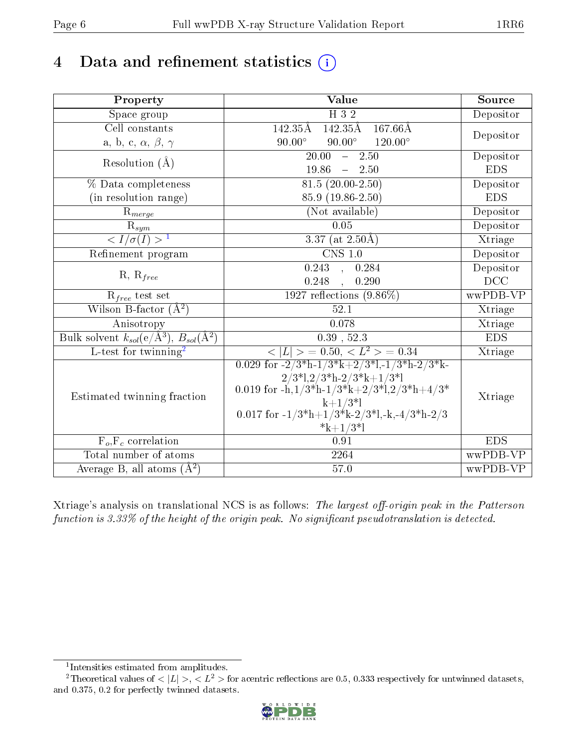# 4 Data and refinement statistics

| Property | Value | Source |
|---|---|---|
| Space group | H 3 2 | Depositor |
| Cell constants<br>a, b, c, $\alpha$, $\beta$, $\gamma$ | 142.35Å 142.35Å 167.66Å<br>90.00° 90.00° 120.00° | Depositor |
| Resolution (Å) | 20.00 – 2.50<br>19.86 – 2.50 | Depositor<br>EDS |
| % Data completeness<br>(in resolution range) | 81.5 (20.00-2.50)<br>85.9 (19.86-2.50) | Depositor<br>EDS |
| $R_{merge}$ | (Not available) | Depositor |
| $R_{sym}$ | 0.05 | Depositor |
| $< I/\sigma(I) >$ [1] | 3.37 (at 2.50Å) | Xtriage |
| Refinement program | CNS 1.0 | Depositor |
| R, $R_{free}$ | 0.243 , 0.284<br>0.248 , 0.290 | Depositor<br>DCC |
| $R_{free}$ test set | 1927 reflections (9.86%) | wwPDB-VP |
| Wilson B-factor ($Å^2$) | 52.1 | Xtriage |
| Anisotropy | 0.078 | Xtriage |
| Bulk solvent $k_{sol}$(e/$Å^3$), $B_{sol}$($Å^2$) | 0.39 , 52.3 | EDS |
| L-test for twinning[2] | $< \|L\| >$ = 0.50, $< L^2 >$ = 0.34 | Xtriage |
| Estimated twinning fraction | 0.029 for -2/3*h-1/3*k+2/3*l,-1/3*h-2/3*k-2/3*l,2/3*h-2/3*k+1/3*l<br>0.019 for -h,1/3*h-1/3*k+2/3*l,2/3*h+4/3*k+1/3*l<br>0.017 for -1/3*h+1/3*k-2/3*l,-k,-4/3*h-2/3*k+1/3*l | Xtriage |
| $F_o$,$F_c$ correlation | 0.91 | EDS |
| Total number of atoms | 2264 | wwPDB-VP |
| Average B, all atoms ($Å^2$) | 57.0 | wwPDB-VP |

Xtriage's analysis on translational NCS is as follows: *The largest off-origin peak in the Patterson function is 3.33% of the height of the origin peak. No significant pseudotranslation is detected.*

[1] Intensities estimated from amplitudes.

[2] Theoretical values of $< |L| >$, $< L^2 >$ for acentric reflections are 0.5, 0.333 respectively for untwinned datasets, and 0.375, 0.2 for perfectly twinned datasets.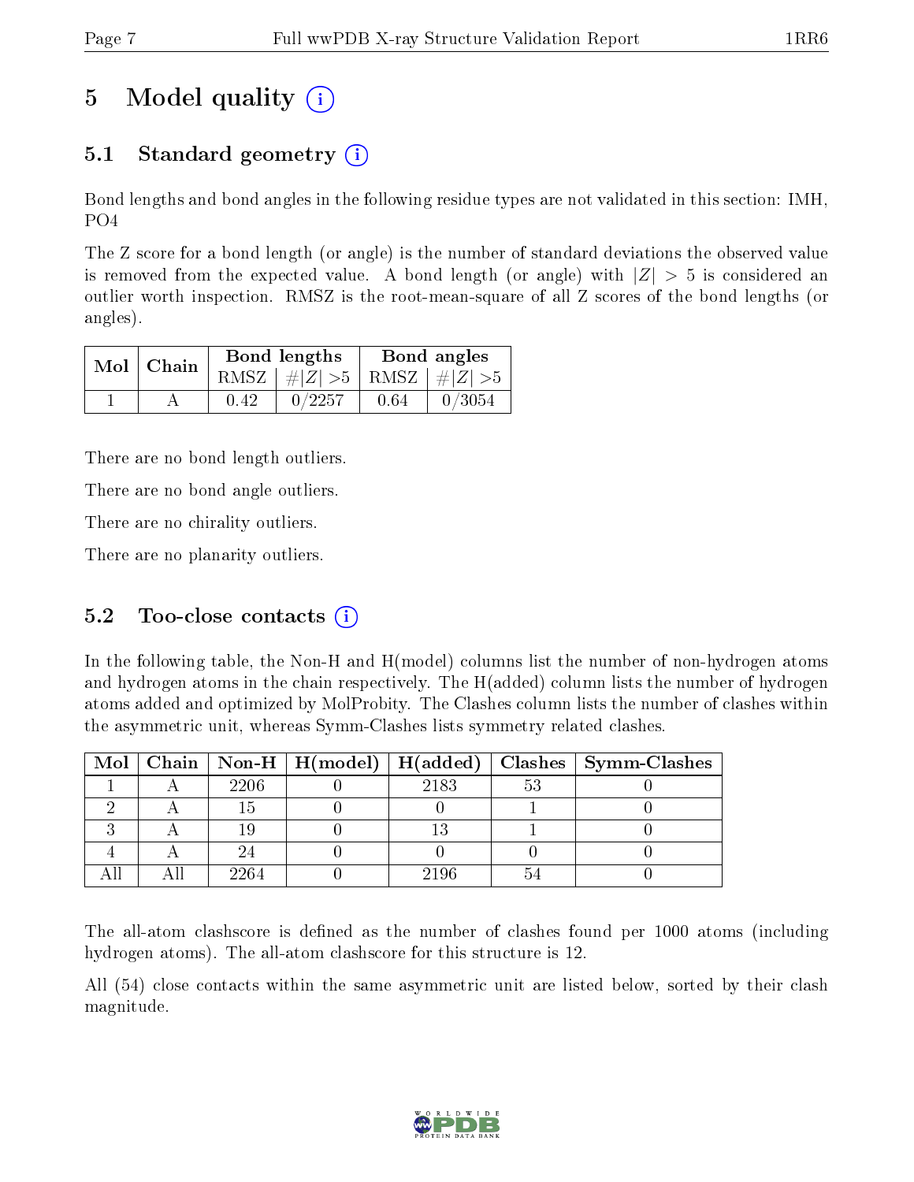# 5 Model quality

## 5.1 Standard geometry

Bond lengths and bond angles in the following residue types are not validated in this section: IMH, PO4

The Z score for a bond length (or angle) is the number of standard deviations the observed value is removed from the expected value. A bond length (or angle) with $|Z| > 5$ is considered an outlier worth inspection. RMSZ is the root-mean-square of all Z scores of the bond lengths (or angles).

| Mol | Chain | Bond lengths | | Bond angles | |
|---|---|---|---|---|---|
| | | RMSZ | $\#\|Z\| > 5$ | RMSZ | $\#\|Z\| > 5$ |
| 1 | A | 0.42 | 0/2257 | 0.64 | 0/3054 |

There are no bond length outliers.

There are no bond angle outliers.

There are no chirality outliers.

There are no planarity outliers.

## 5.2 Too-close contacts

In the following table, the Non-H and H(model) columns list the number of non-hydrogen atoms and hydrogen atoms in the chain respectively. The H(added) column lists the number of hydrogen atoms added and optimized by MolProbity. The Clashes column lists the number of clashes within the asymmetric unit, whereas Symm-Clashes lists symmetry related clashes.

| Mol | Chain | Non-H | H(model) | H(added) | Clashes | Symm-Clashes |
|---|---|---|---|---|---|---|
| 1 | A | 2206 | 0 | 2183 | 53 | 0 |
| 2 | A | 15 | 0 | 0 | 1 | 0 |
| 3 | A | 19 | 0 | 13 | 1 | 0 |
| 4 | A | 24 | 0 | 0 | 0 | 0 |
| All | All | 2264 | 0 | 2196 | 54 | 0 |

The all-atom clashscore is defined as the number of clashes found per 1000 atoms (including hydrogen atoms). The all-atom clashscore for this structure is 12.

All (54) close contacts within the same asymmetric unit are listed below, sorted by their clash magnitude.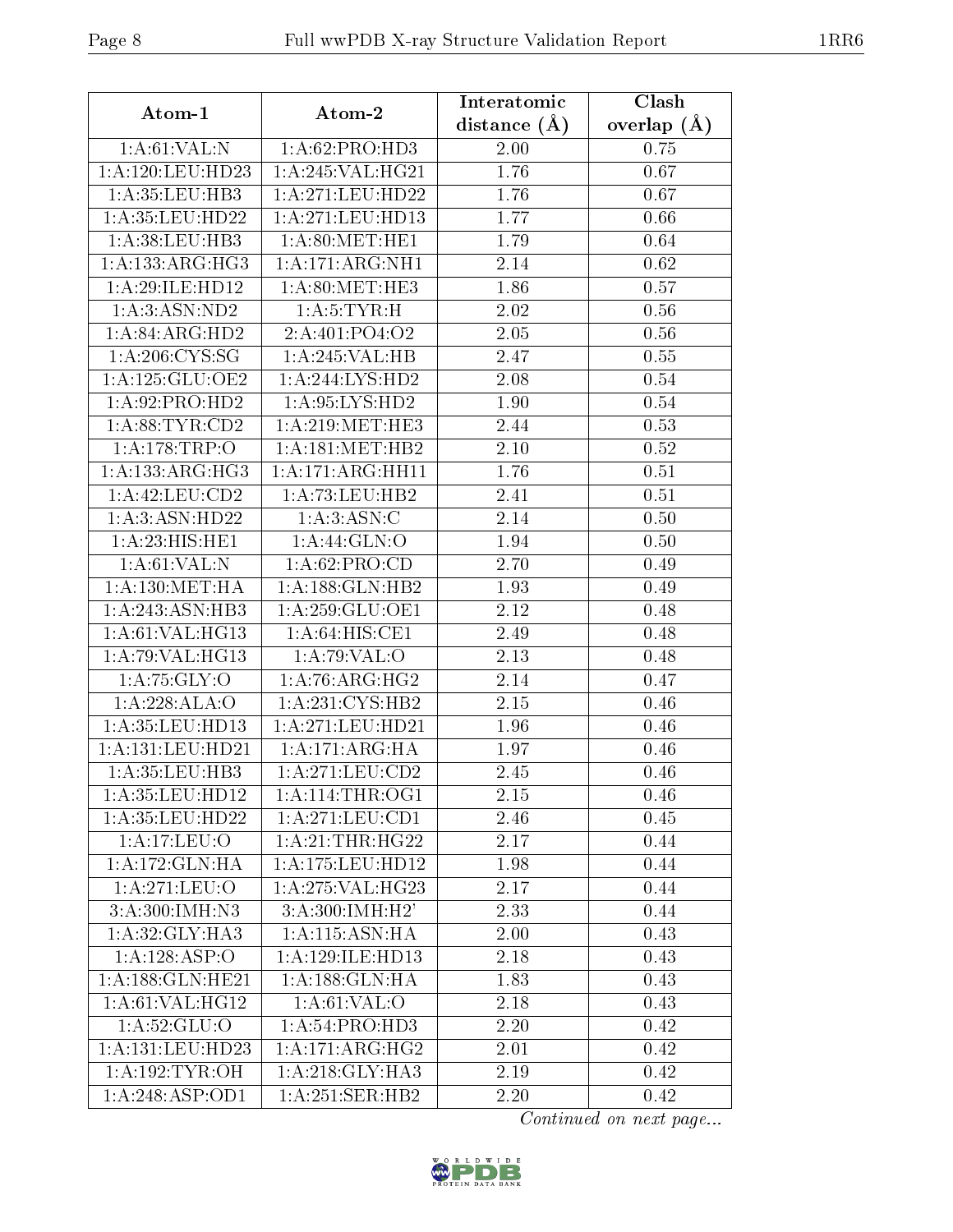| Atom-1 | Atom-2 | Interatomic distance (Å) | Clash overlap (Å) |
|---|---|---|---|
| 1:A:61:VAL:N | 1:A:62:PRO:HD3 | 2.00 | 0.75 |
| 1:A:120:LEU:HD23 | 1:A:245:VAL:HG21 | 1.76 | 0.67 |
| 1:A:35:LEU:HB3 | 1:A:271:LEU:HD22 | 1.76 | 0.67 |
| 1:A:35:LEU:HD22 | 1:A:271:LEU:HD13 | 1.77 | 0.66 |
| 1:A:38:LEU:HB3 | 1:A:80:MET:HE1 | 1.79 | 0.64 |
| 1:A:133:ARG:HG3 | 1:A:171:ARG:NH1 | 2.14 | 0.62 |
| 1:A:29:ILE:HD12 | 1:A:80:MET:HE3 | 1.86 | 0.57 |
| 1:A:3:ASN:ND2 | 1:A:5:TYR:H | 2.02 | 0.56 |
| 1:A:84:ARG:HD2 | 2:A:401:PO4:O2 | 2.05 | 0.56 |
| 1:A:206:CYS:SG | 1:A:245:VAL:HB | 2.47 | 0.55 |
| 1:A:125:GLU:OE2 | 1:A:244:LYS:HD2 | 2.08 | 0.54 |
| 1:A:92:PRO:HD2 | 1:A:95:LYS:HD2 | 1.90 | 0.54 |
| 1:A:88:TYR:CD2 | 1:A:219:MET:HE3 | 2.44 | 0.53 |
| 1:A:178:TRP:O | 1:A:181:MET:HB2 | 2.10 | 0.52 |
| 1:A:133:ARG:HG3 | 1:A:171:ARG:HH11 | 1.76 | 0.51 |
| 1:A:42:LEU:CD2 | 1:A:73:LEU:HB2 | 2.41 | 0.51 |
| 1:A:3:ASN:HD22 | 1:A:3:ASN:C | 2.14 | 0.50 |
| 1:A:23:HIS:HE1 | 1:A:44:GLN:O | 1.94 | 0.50 |
| 1:A:61:VAL:N | 1:A:62:PRO:CD | 2.70 | 0.49 |
| 1:A:130:MET:HA | 1:A:188:GLN:HB2 | 1.93 | 0.49 |
| 1:A:243:ASN:HB3 | 1:A:259:GLU:OE1 | 2.12 | 0.48 |
| 1:A:61:VAL:HG13 | 1:A:64:HIS:CE1 | 2.49 | 0.48 |
| 1:A:79:VAL:HG13 | 1:A:79:VAL:O | 2.13 | 0.48 |
| 1:A:75:GLY:O | 1:A:76:ARG:HG2 | 2.14 | 0.47 |
| 1:A:228:ALA:O | 1:A:231:CYS:HB2 | 2.15 | 0.46 |
| 1:A:35:LEU:HD13 | 1:A:271:LEU:HD21 | 1.96 | 0.46 |
| 1:A:131:LEU:HD21 | 1:A:171:ARG:HA | 1.97 | 0.46 |
| 1:A:35:LEU:HB3 | 1:A:271:LEU:CD2 | 2.45 | 0.46 |
| 1:A:35:LEU:HD12 | 1:A:114:THR:OG1 | 2.15 | 0.46 |
| 1:A:35:LEU:HD22 | 1:A:271:LEU:CD1 | 2.46 | 0.45 |
| 1:A:17:LEU:O | 1:A:21:THR:HG22 | 2.17 | 0.44 |
| 1:A:172:GLN:HA | 1:A:175:LEU:HD12 | 1.98 | 0.44 |
| 1:A:271:LEU:O | 1:A:275:VAL:HG23 | 2.17 | 0.44 |
| 3:A:300:IMH:N3 | 3:A:300:IMH:H2' | 2.33 | 0.44 |
| 1:A:32:GLY:HA3 | 1:A:115:ASN:HA | 2.00 | 0.43 |
| 1:A:128:ASP:O | 1:A:129:ILE:HD13 | 2.18 | 0.43 |
| 1:A:188:GLN:HE21 | 1:A:188:GLN:HA | 1.83 | 0.43 |
| 1:A:61:VAL:HG12 | 1:A:61:VAL:O | 2.18 | 0.43 |
| 1:A:52:GLU:O | 1:A:54:PRO:HD3 | 2.20 | 0.42 |
| 1:A:131:LEU:HD23 | 1:A:171:ARG:HG2 | 2.01 | 0.42 |
| 1:A:192:TYR:OH | 1:A:218:GLY:HA3 | 2.19 | 0.42 |
| 1:A:248:ASP:OD1 | 1:A:251:SER:HB2 | 2.20 | 0.42 |

*Continued on next page...*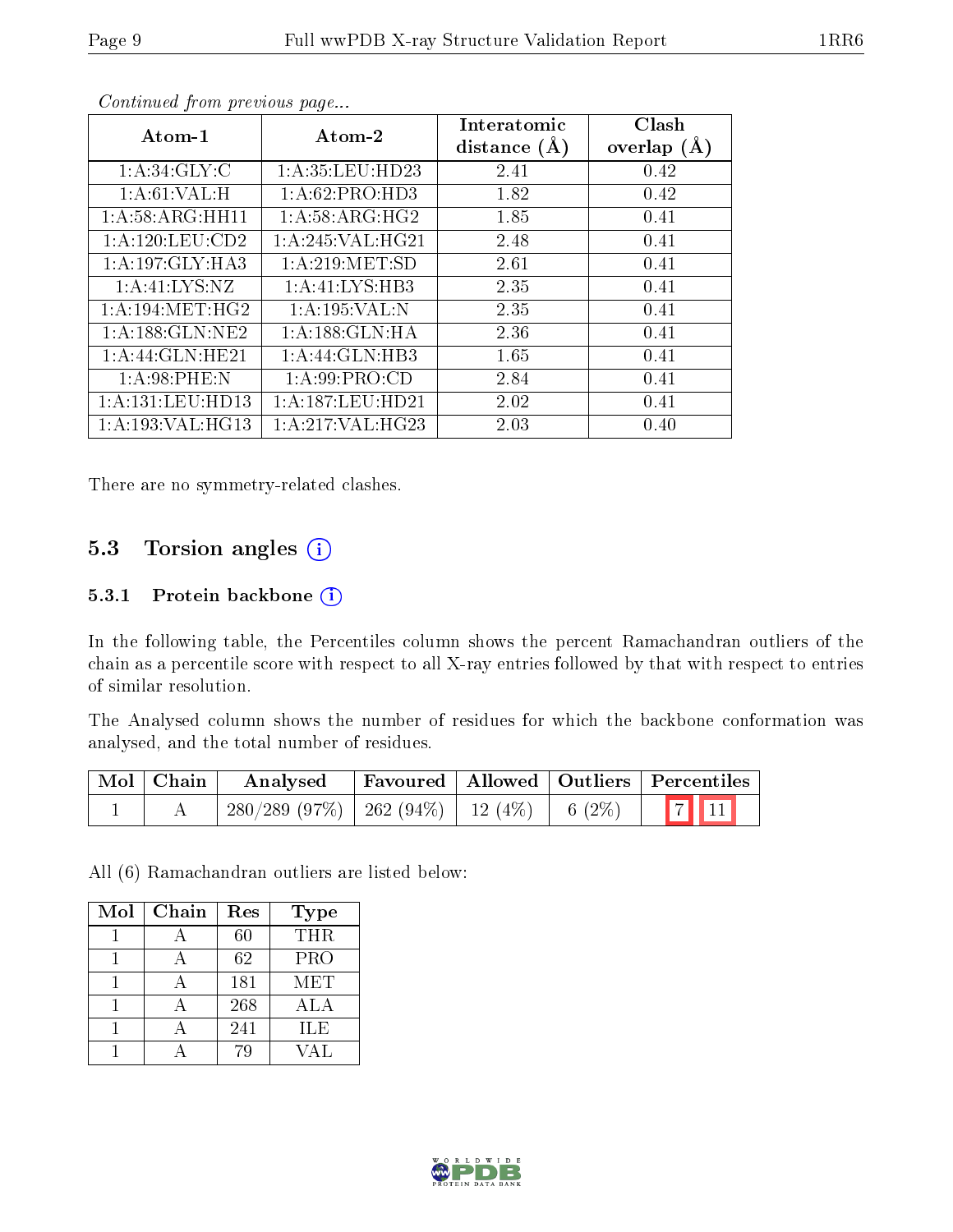*Continued from previous page...*

| Atom-1 | Atom-2 | Interatomic distance (Å) | Clash overlap (Å) |
|---|---|---|---|
| 1:A:34:GLY:C | 1:A:35:LEU:HD23 | 2.41 | 0.42 |
| 1:A:61:VAL:H | 1:A:62:PRO:HD3 | 1.82 | 0.42 |
| 1:A:58:ARG:HH11 | 1:A:58:ARG:HG2 | 1.85 | 0.41 |
| 1:A:120:LEU:CD2 | 1:A:245:VAL:HG21 | 2.48 | 0.41 |
| 1:A:197:GLY:HA3 | 1:A:219:MET:SD | 2.61 | 0.41 |
| 1:A:41:LYS:NZ | 1:A:41:LYS:HB3 | 2.35 | 0.41 |
| 1:A:194:MET:HG2 | 1:A:195:VAL:N | 2.35 | 0.41 |
| 1:A:188:GLN:NE2 | 1:A:188:GLN:HA | 2.36 | 0.41 |
| 1:A:44:GLN:HE21 | 1:A:44:GLN:HB3 | 1.65 | 0.41 |
| 1:A:98:PHE:N | 1:A:99:PRO:CD | 2.84 | 0.41 |
| 1:A:131:LEU:HD13 | 1:A:187:LEU:HD21 | 2.02 | 0.41 |
| 1:A:193:VAL:HG13 | 1:A:217:VAL:HG23 | 2.03 | 0.40 |

There are no symmetry-related clashes.

## 5.3 Torsion angles

### 5.3.1 Protein backbone

In the following table, the Percentiles column shows the percent Ramachandran outliers of the chain as a percentile score with respect to all X-ray entries followed by that with respect to entries of similar resolution.

The Analysed column shows the number of residues for which the backbone conformation was analysed, and the total number of residues.

| Mol | Chain | Analysed | Favoured | Allowed | Outliers | Percentiles | |
|---|---|---|---|---|---|---|---|
| 1 | A | 280/289 (97%) | 262 (94%) | 12 (4%) | 6 (2%) | 7 | 11 |

All (6) Ramachandran outliers are listed below:

| Mol | Chain | Res | Type |
|---|---|---|---|
| 1 | A | 60 | THR |
| 1 | A | 62 | PRO |
| 1 | A | 181 | MET |
| 1 | A | 268 | ALA |
| 1 | A | 241 | ILE |
| 1 | A | 79 | VAL |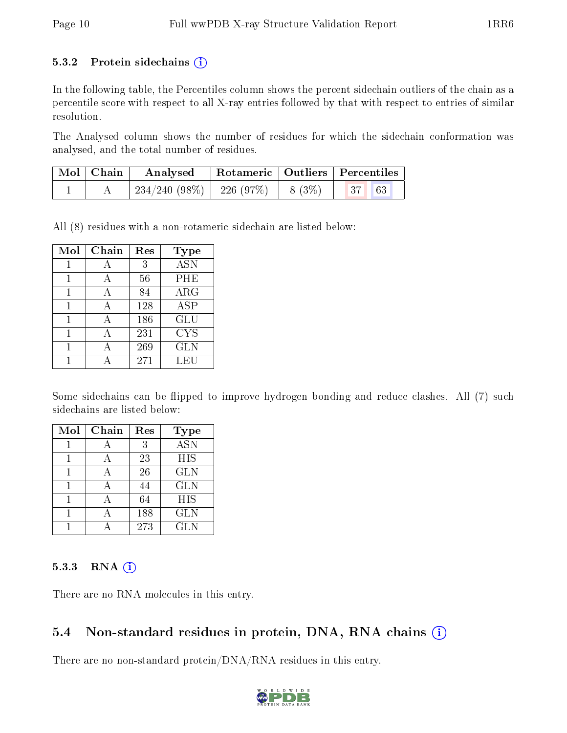### 5.3.2 Protein sidechains

In the following table, the Percentiles column shows the percent sidechain outliers of the chain as a percentile score with respect to all X-ray entries followed by that with respect to entries of similar resolution.

The Analysed column shows the number of residues for which the sidechain conformation was analysed, and the total number of residues.

| Mol | Chain | Analysed | Rotameric | Outliers | Percentiles | |
|---|---|---|---|---|---|---|
| 1 | A | 234/240 (98%) | 226 (97%) | 8 (3%) | 37 | 63 |

All (8) residues with a non-rotameric sidechain are listed below:

| Mol | Chain | Res | Type |
|---|---|---|---|
| 1 | A | 3 | ASN |
| 1 | A | 56 | PHE |
| 1 | A | 84 | ARG |
| 1 | A | 128 | ASP |
| 1 | A | 186 | GLU |
| 1 | A | 231 | CYS |
| 1 | A | 269 | GLN |
| 1 | A | 271 | LEU |

Some sidechains can be flipped to improve hydrogen bonding and reduce clashes. All (7) such sidechains are listed below:

| Mol | Chain | Res | Type |
|---|---|---|---|
| 1 | A | 3 | ASN |
| 1 | A | 23 | HIS |
| 1 | A | 26 | GLN |
| 1 | A | 44 | GLN |
| 1 | A | 64 | HIS |
| 1 | A | 188 | GLN |
| 1 | A | 273 | GLN |

### 5.3.3 RNA

There are no RNA molecules in this entry.

## 5.4 Non-standard residues in protein, DNA, RNA chains

There are no non-standard protein/DNA/RNA residues in this entry.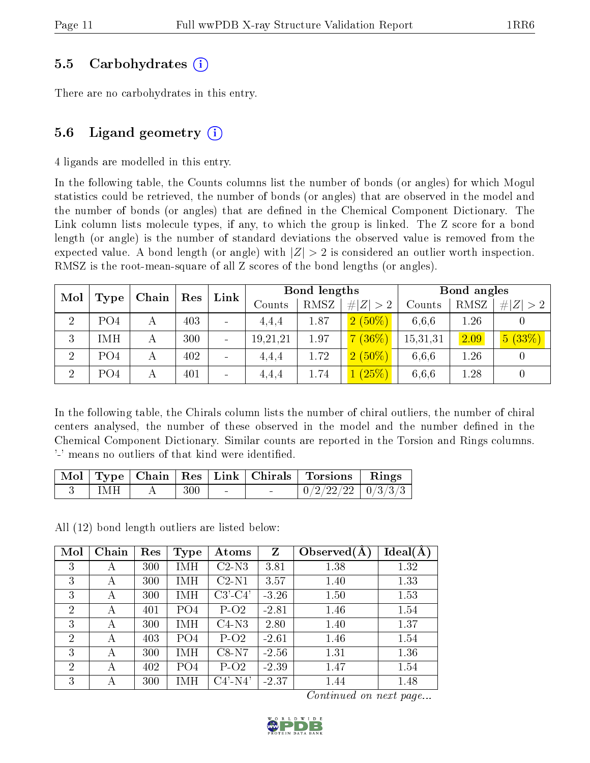## 5.5 Carbohydrates (i)

There are no carbohydrates in this entry.

## 5.6 Ligand geometry (i)

4 ligands are modelled in this entry.

In the following table, the Counts columns list the number of bonds (or angles) for which Mogul statistics could be retrieved, the number of bonds (or angles) that are observed in the model and the number of bonds (or angles) that are defined in the Chemical Component Dictionary. The Link column lists molecule types, if any, to which the group is linked. The Z score for a bond length (or angle) is the number of standard deviations the observed value is removed from the expected value. A bond length (or angle) with $|Z| > 2$ is considered an outlier worth inspection. RMSZ is the root-mean-square of all Z scores of the bond lengths (or angles).

| Mol | Type | Chain | Res | Link | Bond lengths | | | Bond angles | | |
|---|---|---|---|---|---|---|---|---|---|---|
| | | | | | Counts | RMSZ | #\|Z\| > 2 | Counts | RMSZ | #\|Z\| > 2 |
| 2 | PO4 | A | 403 | - | 4,4,4 | 1.87 | 2 (50%) | 6,6,6 | 1.26 | 0 |
| 3 | IMH | A | 300 | - | 19,21,21 | 1.97 | 7 (36%) | 15,31,31 | 2.09 | 5 (33%) |
| 2 | PO4 | A | 402 | - | 4,4,4 | 1.72 | 2 (50%) | 6,6,6 | 1.26 | 0 |
| 2 | PO4 | A | 401 | - | 4,4,4 | 1.74 | 1 (25%) | 6,6,6 | 1.28 | 0 |

In the following table, the Chirals column lists the number of chiral outliers, the number of chiral centers analysed, the number of these observed in the model and the number defined in the Chemical Component Dictionary. Similar counts are reported in the Torsion and Rings columns. '-' means no outliers of that kind were identified.

| Mol | Type | Chain | Res | Link | Chirals | Torsions | Rings |
|---|---|---|---|---|---|---|---|
| 3 | IMH | A | 300 | - | - | 0/2/22/22 | 0/3/3/3 |

All (12) bond length outliers are listed below:

| Mol | Chain | Res | Type | Atoms | Z | Observed(Å) | Ideal(Å) |
|---|---|---|---|---|---|---|---|
| 3 | A | 300 | IMH | C2-N3 | 3.81 | 1.38 | 1.32 |
| 3 | A | 300 | IMH | C2-N1 | 3.57 | 1.40 | 1.33 |
| 3 | A | 300 | IMH | C3'-C4' | -3.26 | 1.50 | 1.53 |
| 2 | A | 401 | PO4 | P-O2 | -2.81 | 1.46 | 1.54 |
| 3 | A | 300 | IMH | C4-N3 | 2.80 | 1.40 | 1.37 |
| 2 | A | 403 | PO4 | P-O2 | -2.61 | 1.46 | 1.54 |
| 3 | A | 300 | IMH | C8-N7 | -2.56 | 1.31 | 1.36 |
| 2 | A | 402 | PO4 | P-O2 | -2.39 | 1.47 | 1.54 |
| 3 | A | 300 | IMH | C4'-N4' | -2.37 | 1.44 | 1.48 |

*Continued on next page...*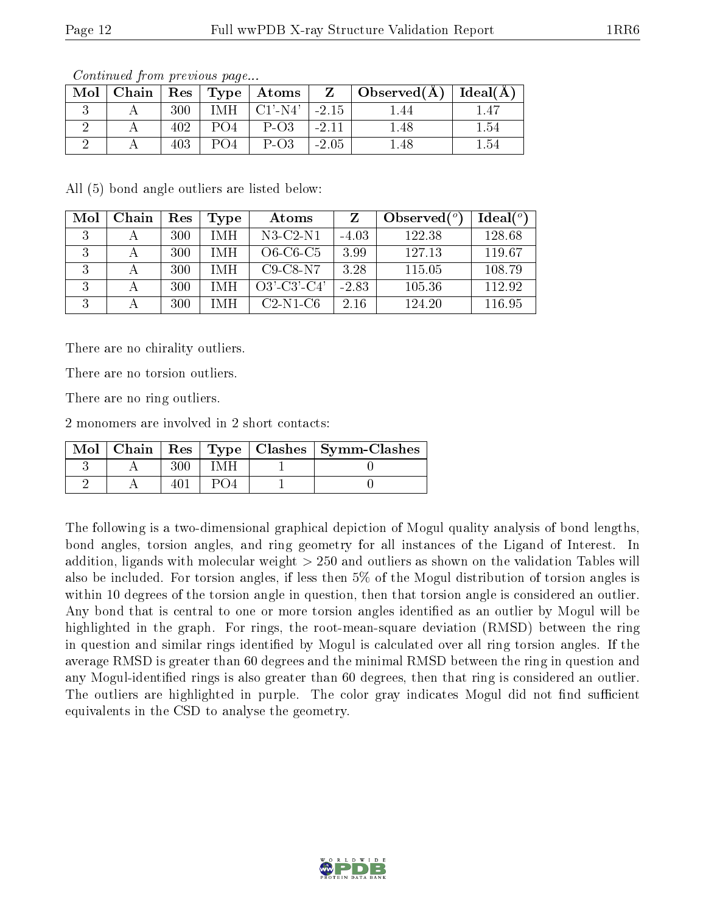*Continued from previous page...*

| Mol | Chain | Res | Type | Atoms | Z | Observed(Å) | Ideal(Å) |
|---|---|---|---|---|---|---|---|
| 3 | A | 300 | IMH | C1'-N4' | -2.15 | 1.44 | 1.47 |
| 2 | A | 402 | PO4 | P-O3 | -2.11 | 1.48 | 1.54 |
| 2 | A | 403 | PO4 | P-O3 | -2.05 | 1.48 | 1.54 |

All (5) bond angle outliers are listed below:

| Mol | Chain | Res | Type | Atoms | Z | Observed(°) | Ideal(°) |
|---|---|---|---|---|---|---|---|
| 3 | A | 300 | IMH | N3-C2-N1 | -4.03 | 122.38 | 128.68 |
| 3 | A | 300 | IMH | O6-C6-C5 | 3.99 | 127.13 | 119.67 |
| 3 | A | 300 | IMH | C9-C8-N7 | 3.28 | 115.05 | 108.79 |
| 3 | A | 300 | IMH | O3'-C3'-C4' | -2.83 | 105.36 | 112.92 |
| 3 | A | 300 | IMH | C2-N1-C6 | 2.16 | 124.20 | 116.95 |

There are no chirality outliers.

There are no torsion outliers.

There are no ring outliers.

2 monomers are involved in 2 short contacts:

| Mol | Chain | Res | Type | Clashes | Symm-Clashes |
|---|---|---|---|---|---|
| 3 | A | 300 | IMH | 1 | 0 |
| 2 | A | 401 | PO4 | 1 | 0 |

The following is a two-dimensional graphical depiction of Mogul quality analysis of bond lengths, bond angles, torsion angles, and ring geometry for all instances of the Ligand of Interest. In addition, ligands with molecular weight > 250 and outliers as shown on the validation Tables will also be included. For torsion angles, if less then 5% of the Mogul distribution of torsion angles is within 10 degrees of the torsion angle in question, then that torsion angle is considered an outlier. Any bond that is central to one or more torsion angles identified as an outlier by Mogul will be highlighted in the graph. For rings, the root-mean-square deviation (RMSD) between the ring in question and similar rings identified by Mogul is calculated over all ring torsion angles. If the average RMSD is greater than 60 degrees and the minimal RMSD between the ring in question and any Mogul-identified rings is also greater than 60 degrees, then that ring is considered an outlier. The outliers are highlighted in purple. The color gray indicates Mogul did not find sufficient equivalents in the CSD to analyse the geometry.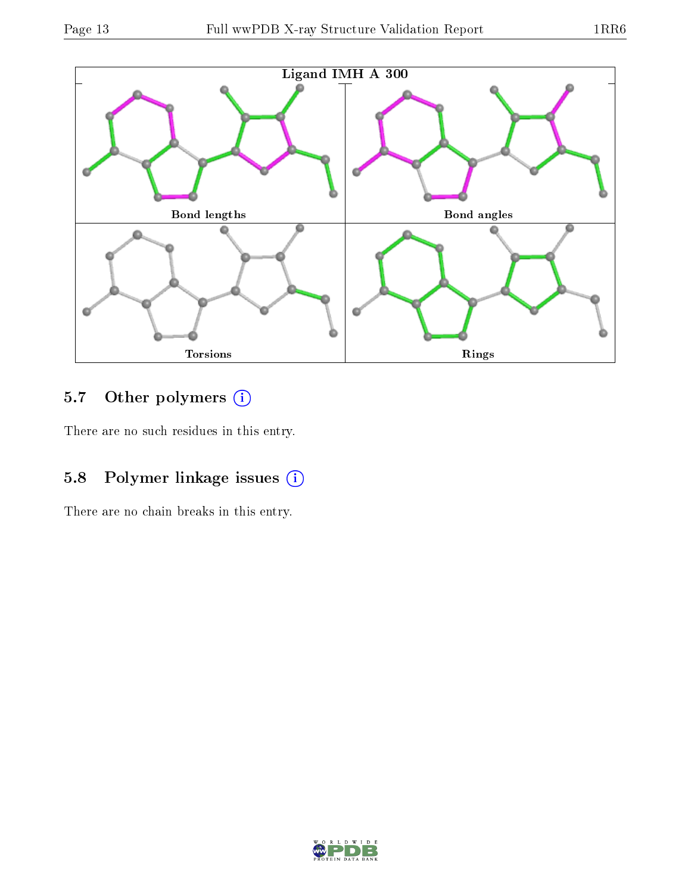Ligand IMH A 300

Bond lengths

Bond angles

Torsions

Rings

### 5.7 Other polymers (i)

There are no such residues in this entry.

### 5.8 Polymer linkage issues (i)

There are no chain breaks in this entry.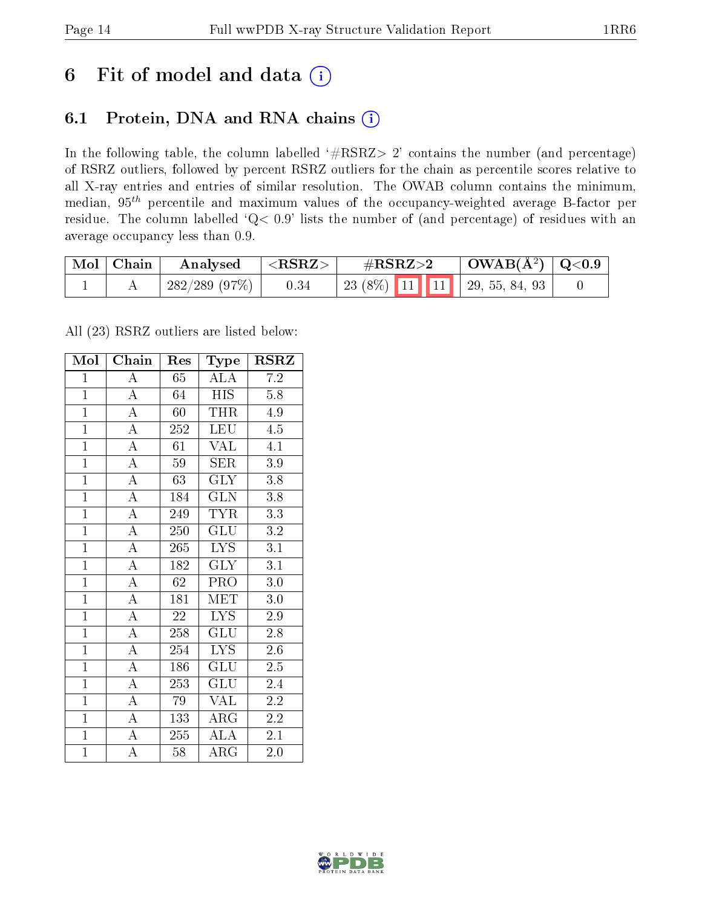# 6 Fit of model and data

## 6.1 Protein, DNA and RNA chains

In the following table, the column labelled '#RSRZ> 2' contains the number (and percentage) of RSRZ outliers, followed by percent RSRZ outliers for the chain as percentile scores relative to all X-ray entries and entries of similar resolution. The OWAB column contains the minimum, median, $95^{th}$ percentile and maximum values of the occupancy-weighted average B-factor per residue. The column labelled 'Q< 0.9' lists the number of (and percentage) of residues with an average occupancy less than 0.9.

| Mol | Chain | Analysed | <RSRZ> | #RSRZ>2 | | | OWAB(Å$^2$) | Q<0.9 |
|---|---|---|---|---|---|---|---|---|
| 1 | A | 282/289 (97%) | 0.34 | 23 (8%) | 11 | 11 | 29, 55, 84, 93 | 0 |

All (23) RSRZ outliers are listed below:

| Mol | Chain | Res | Type | RSRZ |
|---|---|---|---|---|
| 1 | A | 65 | ALA | 7.2 |
| 1 | A | 64 | HIS | 5.8 |
| 1 | A | 60 | THR | 4.9 |
| 1 | A | 252 | LEU | 4.5 |
| 1 | A | 61 | VAL | 4.1 |
| 1 | A | 59 | SER | 3.9 |
| 1 | A | 63 | GLY | 3.8 |
| 1 | A | 184 | GLN | 3.8 |
| 1 | A | 249 | TYR | 3.3 |
| 1 | A | 250 | GLU | 3.2 |
| 1 | A | 265 | LYS | 3.1 |
| 1 | A | 182 | GLY | 3.1 |
| 1 | A | 62 | PRO | 3.0 |
| 1 | A | 181 | MET | 3.0 |
| 1 | A | 22 | LYS | 2.9 |
| 1 | A | 258 | GLU | 2.8 |
| 1 | A | 254 | LYS | 2.6 |
| 1 | A | 186 | GLU | 2.5 |
| 1 | A | 253 | GLU | 2.4 |
| 1 | A | 79 | VAL | 2.2 |
| 1 | A | 133 | ARG | 2.2 |
| 1 | A | 255 | ALA | 2.1 |
| 1 | A | 58 | ARG | 2.0 |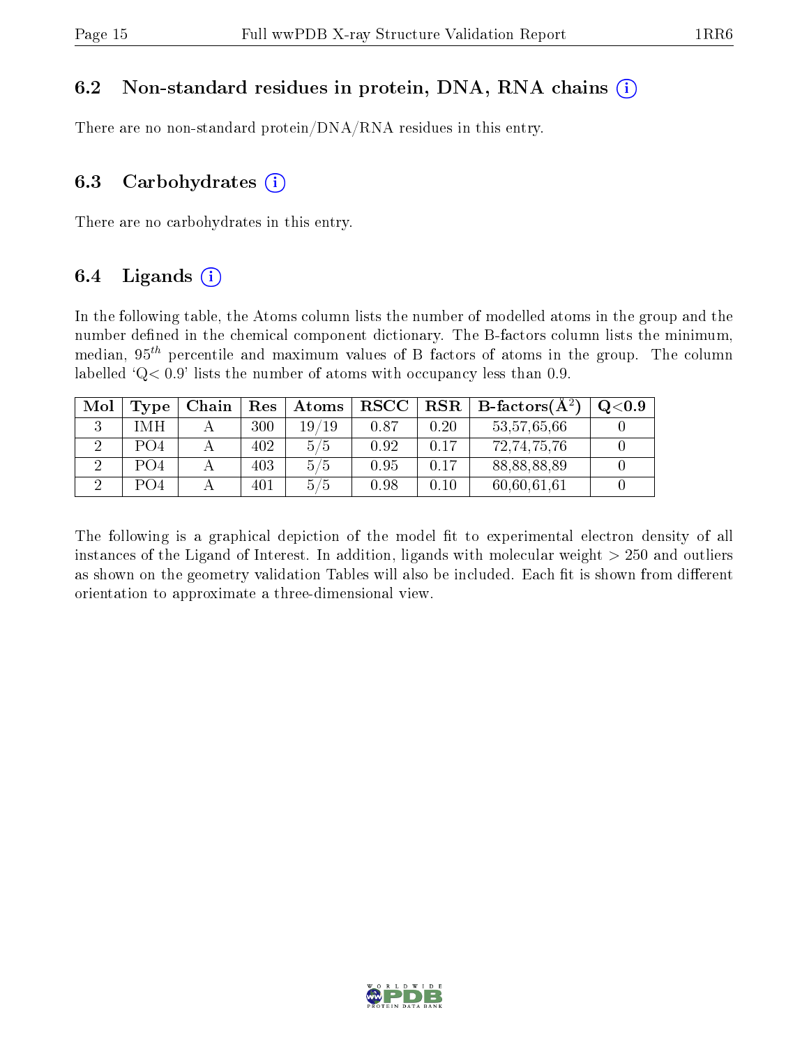### 6.2 Non-standard residues in protein, DNA, RNA chains

There are no non-standard protein/DNA/RNA residues in this entry.

### 6.3 Carbohydrates

There are no carbohydrates in this entry.

### 6.4 Ligands

In the following table, the Atoms column lists the number of modelled atoms in the group and the number defined in the chemical component dictionary. The B-factors column lists the minimum, median, $95^{th}$ percentile and maximum values of B factors of atoms in the group. The column labelled 'Q< 0.9' lists the number of atoms with occupancy less than 0.9.

| Mol | Type | Chain | Res | Atoms | RSCC | RSR | B-factors(Å$^2$) | Q<0.9 |
|---|---|---|---|---|---|---|---|---|
| 3 | IMH | A | 300 | 19/19 | 0.87 | 0.20 | 53,57,65,66 | 0 |
| 2 | PO4 | A | 402 | 5/5 | 0.92 | 0.17 | 72,74,75,76 | 0 |
| 2 | PO4 | A | 403 | 5/5 | 0.95 | 0.17 | 88,88,88,89 | 0 |
| 2 | PO4 | A | 401 | 5/5 | 0.98 | 0.10 | 60,60,61,61 | 0 |

The following is a graphical depiction of the model fit to experimental electron density of all instances of the Ligand of Interest. In addition, ligands with molecular weight > 250 and outliers as shown on the geometry validation Tables will also be included. Each fit is shown from different orientation to approximate a three-dimensional view.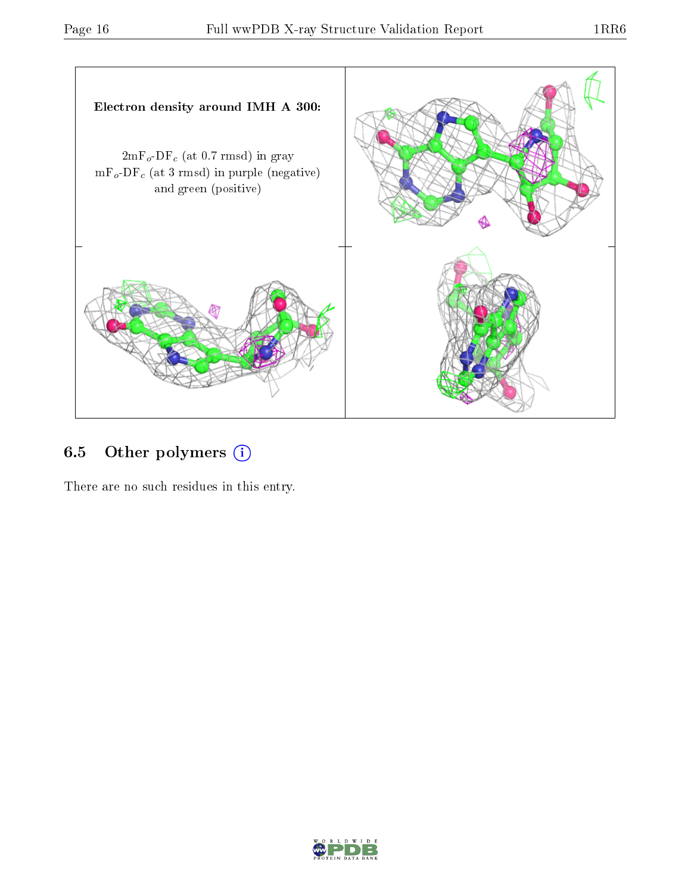**Electron density around IMH A 300:**

$2mF_o$-$DF_c$ (at 0.7 rmsd) in gray
$mF_o$-$DF_c$ (at 3 rmsd) in purple (negative)
and green (positive)

## 6.5 Other polymers

There are no such residues in this entry.